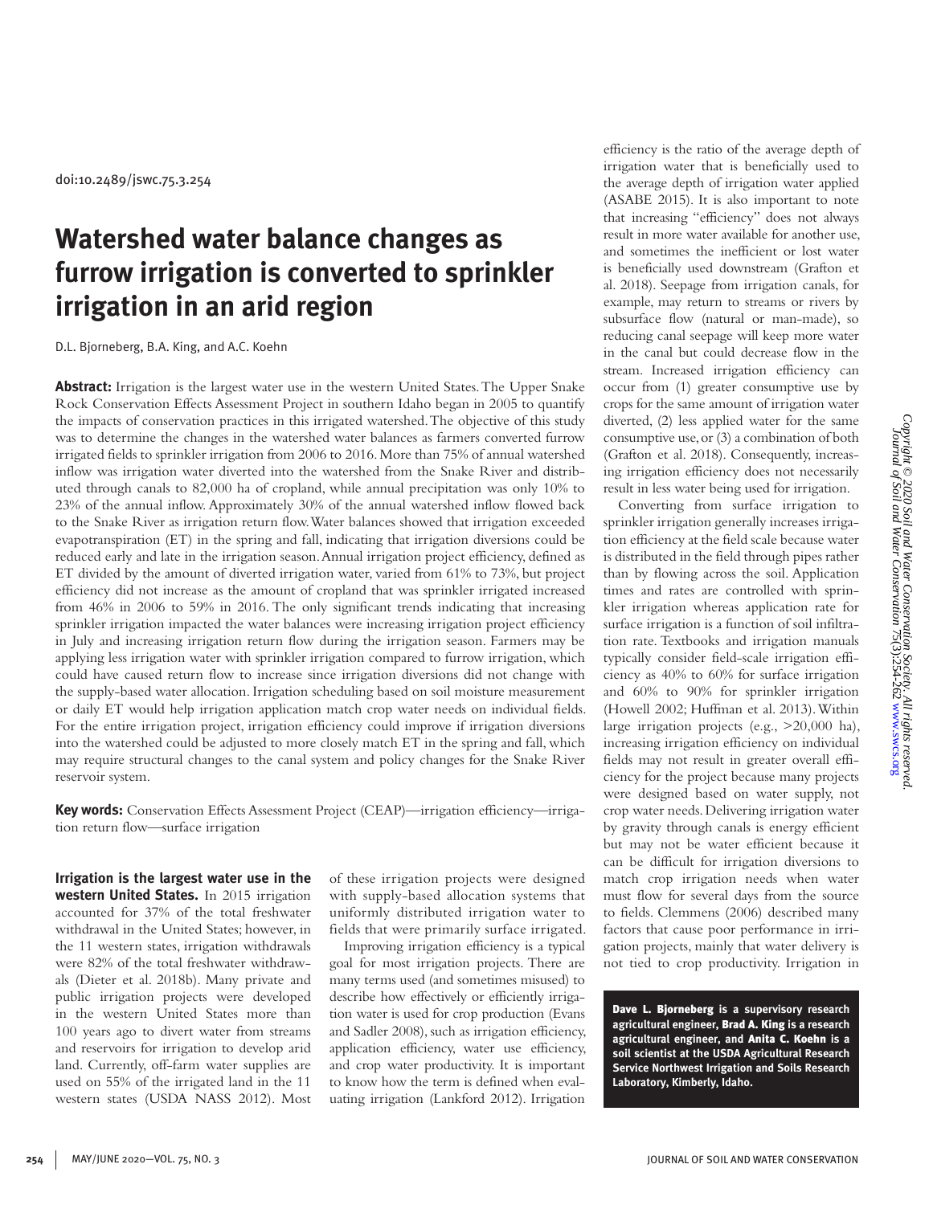doi:10.2489/jswc.75.3.254

# Watershed water balance changes as furrow irrigation is converted to sprinkler irrigation in an arid region

D.L. Bjorneberg, B.A. King, and A.C. Koehn

**Abstract:** Irrigation is the largest water use in the western United States. The Upper Snake Rock Conservation Effects Assessment Project in southern Idaho began in 2005 to quantify the impacts of conservation practices in this irrigated watershed. The objective of this study was to determine the changes in the watershed water balances as farmers converted furrow irrigated fields to sprinkler irrigation from 2006 to 2016. More than 75% of annual watershed inflow was irrigation water diverted into the watershed from the Snake River and distributed through canals to 82,000 ha of cropland, while annual precipitation was only 10% to 23% of the annual inflow. Approximately 30% of the annual watershed inflow flowed back to the Snake River as irrigation return flow. Water balances showed that irrigation exceeded evapotranspiration (ET) in the spring and fall, indicating that irrigation diversions could be reduced early and late in the irrigation season. Annual irrigation project efficiency, defined as ET divided by the amount of diverted irrigation water, varied from 61% to 73%, but project efficiency did not increase as the amount of cropland that was sprinkler irrigated increased from 46% in 2006 to 59% in 2016. The only significant trends indicating that increasing sprinkler irrigation impacted the water balances were increasing irrigation project efficiency in July and increasing irrigation return flow during the irrigation season. Farmers may be applying less irrigation water with sprinkler irrigation compared to furrow irrigation, which could have caused return flow to increase since irrigation diversions did not change with the supply-based water allocation. Irrigation scheduling based on soil moisture measurement or daily ET would help irrigation application match crop water needs on individual fields. For the entire irrigation project, irrigation efficiency could improve if irrigation diversions into the watershed could be adjusted to more closely match ET in the spring and fall, which may require structural changes to the canal system and policy changes for the Snake River reservoir system.

**Key words:** Conservation Effects Assessment Project (CEAP)—irrigation efficiency—irrigation return flow—surface irrigation

**Irrigation is the largest water use in the western United States.** In 2015 irrigation accounted for 37% of the total freshwater withdrawal in the United States; however, in the 11 western states, irrigation withdrawals were 82% of the total freshwater withdrawals (Dieter et al. 2018b). Many private and public irrigation projects were developed in the western United States more than 100 years ago to divert water from streams and reservoirs for irrigation to develop arid land. Currently, off-farm water supplies are used on 55% of the irrigated land in the 11 western states (USDA NASS 2012). Most of these irrigation projects were designed with supply-based allocation systems that uniformly distributed irrigation water to fields that were primarily surface irrigated.

Improving irrigation efficiency is a typical goal for most irrigation projects. There are many terms used (and sometimes misused) to describe how effectively or efficiently irrigation water is used for crop production (Evans and Sadler 2008), such as irrigation efficiency, application efficiency, water use efficiency, and crop water productivity. It is important to know how the term is defined when evaluating irrigation (Lankford 2012). Irrigation efficiency is the ratio of the average depth of irrigation water that is beneficially used to the average depth of irrigation water applied (ASABE 2015). It is also important to note that increasing "efficiency" does not always result in more water available for another use, and sometimes the inefficient or lost water is beneficially used downstream (Grafton et al. 2018). Seepage from irrigation canals, for example, may return to streams or rivers by subsurface flow (natural or man-made), so reducing canal seepage will keep more water in the canal but could decrease flow in the stream. Increased irrigation efficiency can occur from (1) greater consumptive use by crops for the same amount of irrigation water diverted, (2) less applied water for the same consumptive use, or (3) a combination of both (Grafton et al. 2018). Consequently, increasing irrigation efficiency does not necessarily result in less water being used for irrigation.

Converting from surface irrigation to sprinkler irrigation generally increases irrigation efficiency at the field scale because water is distributed in the field through pipes rather than by flowing across the soil. Application times and rates are controlled with sprinkler irrigation whereas application rate for surface irrigation is a function of soil infiltration rate. Textbooks and irrigation manuals typically consider field-scale irrigation efficiency as 40% to 60% for surface irrigation and 60% to 90% for sprinkler irrigation (Howell 2002; Huffman et al. 2013). Within large irrigation projects (e.g., >20,000 ha), increasing irrigation efficiency on individual fields may not result in greater overall efficiency for the project because many projects were designed based on water supply, not crop water needs. Delivering irrigation water by gravity through canals is energy efficient but may not be water efficient because it can be difficult for irrigation diversions to match crop irrigation needs when water must flow for several days from the source to fields. Clemmens (2006) described many factors that cause poor performance in irrigation projects, mainly that water delivery is not tied to crop productivity. Irrigation in

**Dave L. Bjorneberg** is a supervisory research agricultural engineer, **Brad A. King** is a research agricultural engineer, and **Anita C. Koehn** is a soil scientist at the USDA Agricultural Research Service Northwest Irrigation and Soils Research Laboratory, Kimberly, Idaho.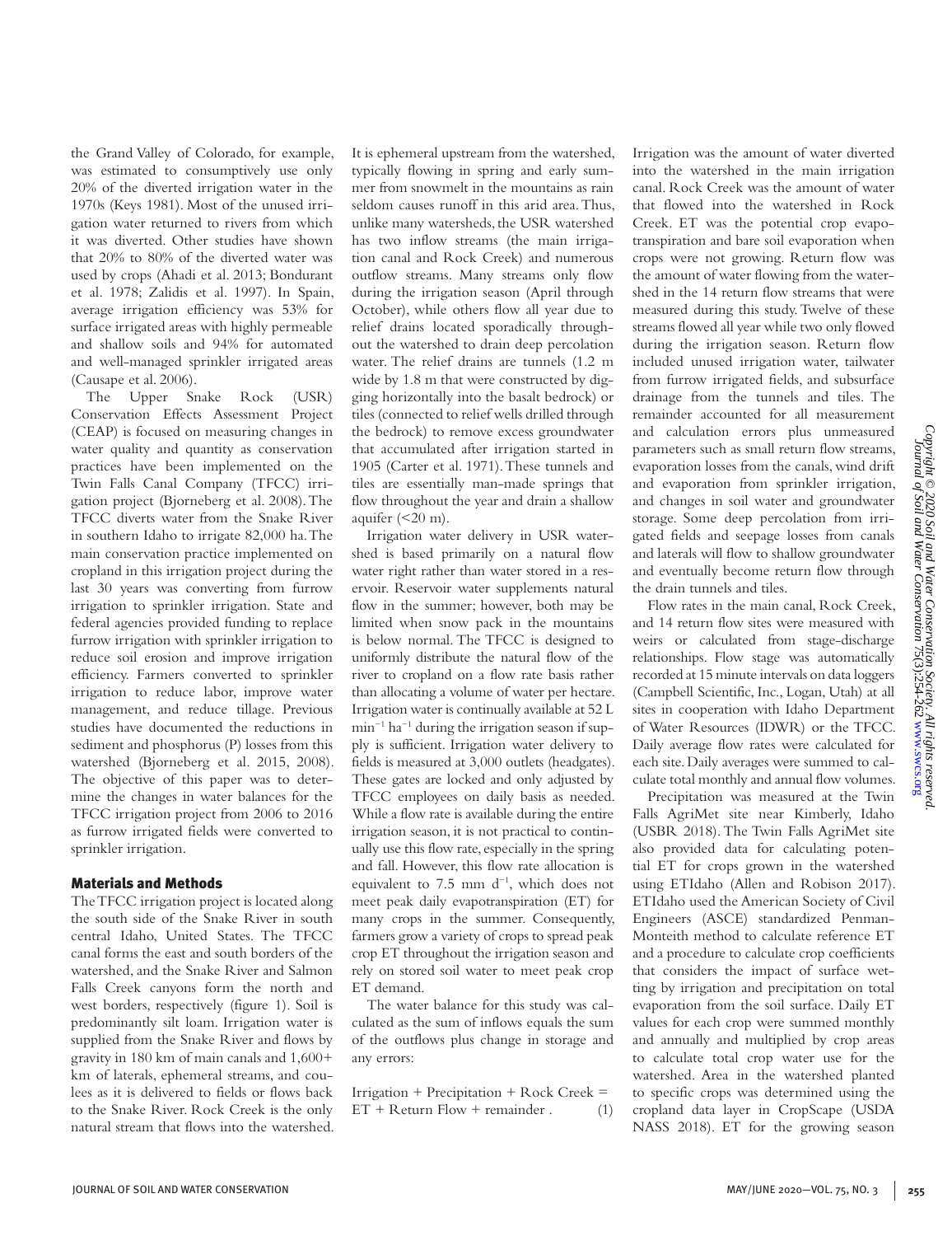the Grand Valley of Colorado, for example, was estimated to consumptively use only 20% of the diverted irrigation water in the 1970s (Keys 1981). Most of the unused irrigation water returned to rivers from which it was diverted. Other studies have shown that 20% to 80% of the diverted water was used by crops (Ahadi et al. 2013; Bondurant et al. 1978; Zalidis et al. 1997). In Spain, average irrigation efficiency was 53% for surface irrigated areas with highly permeable and shallow soils and 94% for automated and well-managed sprinkler irrigated areas (Causape et al. 2006).

The Upper Snake Rock (USR) Conservation Effects Assessment Project (CEAP) is focused on measuring changes in water quality and quantity as conservation practices have been implemented on the Twin Falls Canal Company (TFCC) irrigation project (Bjorneberg et al. 2008). The TFCC diverts water from the Snake River in southern Idaho to irrigate 82,000 ha. The main conservation practice implemented on cropland in this irrigation project during the last 30 years was converting from furrow irrigation to sprinkler irrigation. State and federal agencies provided funding to replace furrow irrigation with sprinkler irrigation to reduce soil erosion and improve irrigation efficiency. Farmers converted to sprinkler irrigation to reduce labor, improve water management, and reduce tillage. Previous studies have documented the reductions in sediment and phosphorus (P) losses from this watershed (Bjorneberg et al. 2015, 2008). The objective of this paper was to determine the changes in water balances for the TFCC irrigation project from 2006 to 2016 as furrow irrigated fields were converted to sprinkler irrigation.

## Materials and Methods

The TFCC irrigation project is located along the south side of the Snake River in south central Idaho, United States. The TFCC canal forms the east and south borders of the watershed, and the Snake River and Salmon Falls Creek canyons form the north and west borders, respectively (figure 1). Soil is predominantly silt loam. Irrigation water is supplied from the Snake River and flows by gravity in 180 km of main canals and 1,600+ km of laterals, ephemeral streams, and coulees as it is delivered to fields or flows back to the Snake River. Rock Creek is the only natural stream that flows into the watershed. It is ephemeral upstream from the watershed, typically flowing in spring and early summer from snowmelt in the mountains as rain seldom causes runoff in this arid area. Thus, unlike many watersheds, the USR watershed has two inflow streams (the main irrigation canal and Rock Creek) and numerous outflow streams. Many streams only flow during the irrigation season (April through October), while others flow all year due to relief drains located sporadically throughout the watershed to drain deep percolation water. The relief drains are tunnels (1.2 m wide by 1.8 m that were constructed by digging horizontally into the basalt bedrock) or tiles (connected to relief wells drilled through the bedrock) to remove excess groundwater that accumulated after irrigation started in 1905 (Carter et al. 1971). These tunnels and tiles are essentially man-made springs that flow throughout the year and drain a shallow aquifer (<20 m).

Irrigation water delivery in USR watershed is based primarily on a natural flow water right rather than water stored in a reservoir. Reservoir water supplements natural flow in the summer; however, both may be limited when snow pack in the mountains is below normal. The TFCC is designed to uniformly distribute the natural flow of the river to cropland on a flow rate basis rather than allocating a volume of water per hectare. Irrigation water is continually available at 52 L $\mathrm{min^{-1}\ ha^{-1}}$ during the irrigation season if supply is sufficient. Irrigation water delivery to fields is measured at 3,000 outlets (headgates). These gates are locked and only adjusted by TFCC employees on daily basis as needed. While a flow rate is available during the entire irrigation season, it is not practical to continually use this flow rate, especially in the spring and fall. However, this flow rate allocation is equivalent to 7.5 mm $\mathrm{d^{-1}}$, which does not meet peak daily evapotranspiration (ET) for many crops in the summer. Consequently, farmers grow a variety of crops to spread peak crop ET throughout the irrigation season and rely on stored soil water to meet peak crop ET demand.

The water balance for this study was calculated as the sum of inflows equals the sum of the outflows plus change in storage and any errors:

$$\text{Irrigation} + \text{Precipitation} + \text{Rock Creek} = \text{ET} + \text{Return Flow} + \text{remainder}\,. \quad (1)$$

Irrigation was the amount of water diverted into the watershed in the main irrigation canal. Rock Creek was the amount of water that flowed into the watershed in Rock Creek. ET was the potential crop evapotranspiration and bare soil evaporation when crops were not growing. Return flow was the amount of water flowing from the watershed in the 14 return flow streams that were measured during this study. Twelve of these streams flowed all year while two only flowed during the irrigation season. Return flow included unused irrigation water, tailwater from furrow irrigated fields, and subsurface drainage from the tunnels and tiles. The remainder accounted for all measurement and calculation errors plus unmeasured parameters such as small return flow streams, evaporation losses from the canals, wind drift and evaporation from sprinkler irrigation, and changes in soil water and groundwater storage. Some deep percolation from irrigated fields and seepage losses from canals and laterals will flow to shallow groundwater and eventually become return flow through the drain tunnels and tiles.

Flow rates in the main canal, Rock Creek, and 14 return flow sites were measured with weirs or calculated from stage-discharge relationships. Flow stage was automatically recorded at 15 minute intervals on data loggers (Campbell Scientific, Inc., Logan, Utah) at all sites in cooperation with Idaho Department of Water Resources (IDWR) or the TFCC. Daily average flow rates were calculated for each site. Daily averages were summed to calculate total monthly and annual flow volumes.

Precipitation was measured at the Twin Falls AgriMet site near Kimberly, Idaho (USBR 2018). The Twin Falls AgriMet site also provided data for calculating potential ET for crops grown in the watershed using ETIdaho (Allen and Robison 2017). ETIdaho used the American Society of Civil Engineers (ASCE) standardized Penman-Monteith method to calculate reference ET and a procedure to calculate crop coefficients that considers the impact of surface wetting by irrigation and precipitation on total evaporation from the soil surface. Daily ET values for each crop were summed monthly and annually and multiplied by crop areas to calculate total crop water use for the watershed. Area in the watershed planted to specific crops was determined using the cropland data layer in CropScape (USDA NASS 2018). ET for the growing season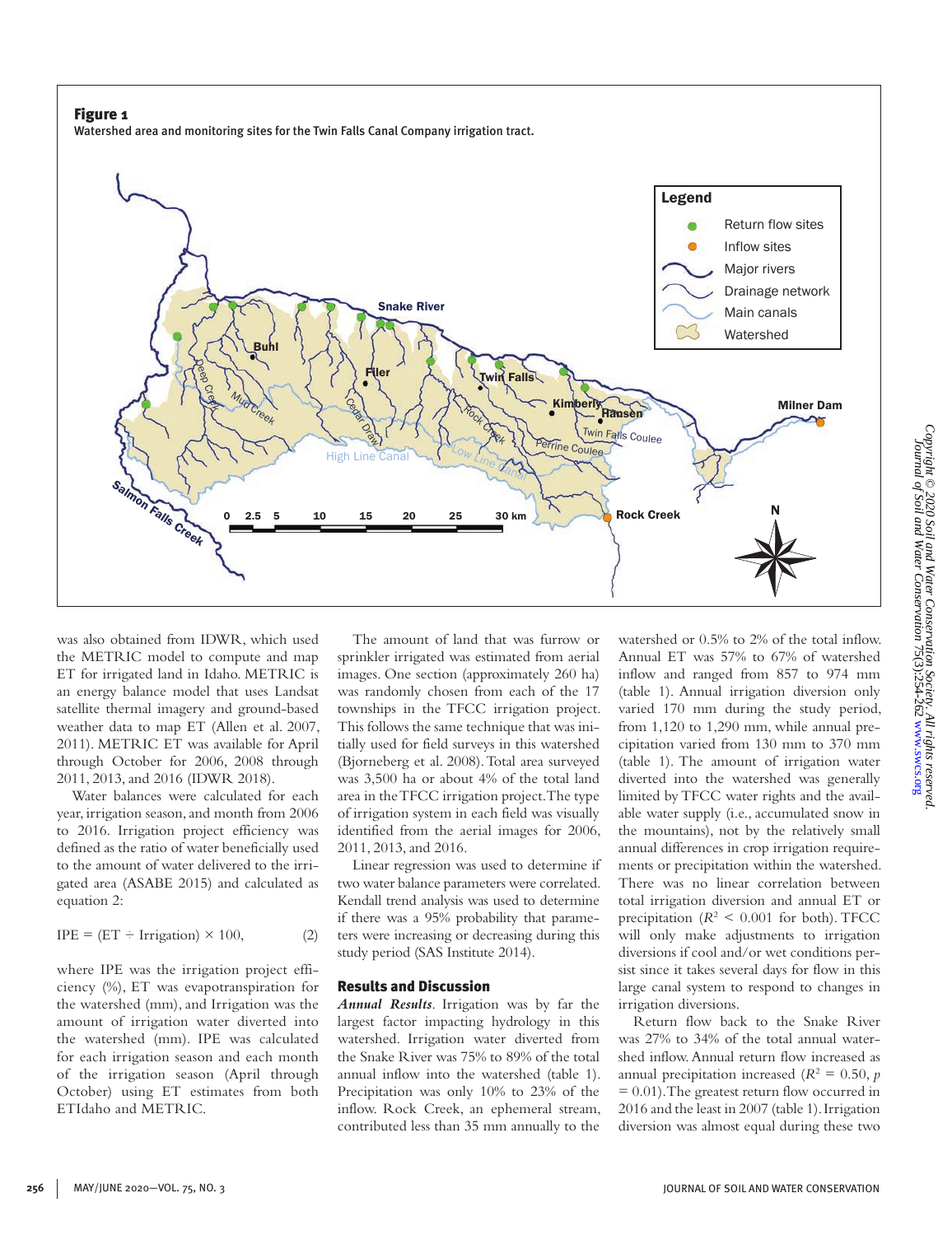**Figure 1**
Watershed area and monitoring sites for the Twin Falls Canal Company irrigation tract.

Legend
Return flow sites
Inflow sites
Major rivers
Drainage network
Main canals
Watershed

Snake River
Buhl
Filer
Twin Falls
Kimberly
Hansen
Milner Dam
Deep Creek
Mud Creek
Cedar Draw
Rock Creek
Twin Falls Coulee
Perrine Coulee
High Line Canal
Low Line Canal
Salmon Falls Creek
Rock Creek
0 2.5 5 10 15 20 25 30 km
N

was also obtained from IDWR, which used the METRIC model to compute and map ET for irrigated land in Idaho. METRIC is an energy balance model that uses Landsat satellite thermal imagery and ground-based weather data to map ET (Allen et al. 2007, 2011). METRIC ET was available for April through October for 2006, 2008 through 2011, 2013, and 2016 (IDWR 2018).

Water balances were calculated for each year, irrigation season, and month from 2006 to 2016. Irrigation project efficiency was defined as the ratio of water beneficially used to the amount of water delivered to the irrigated area (ASABE 2015) and calculated as equation 2:

$$IPE = (ET \div Irrigation) \times 100, \qquad (2)$$

where IPE was the irrigation project efficiency (%), ET was evapotranspiration for the watershed (mm), and Irrigation was the amount of irrigation water diverted into the watershed (mm). IPE was calculated for each irrigation season and each month of the irrigation season (April through October) using ET estimates from both ETIdaho and METRIC.

The amount of land that was furrow or sprinkler irrigated was estimated from aerial images. One section (approximately 260 ha) was randomly chosen from each of the 17 townships in the TFCC irrigation project. This follows the same technique that was initially used for field surveys in this watershed (Bjorneberg et al. 2008). Total area surveyed was 3,500 ha or about 4% of the total land area in the TFCC irrigation project. The type of irrigation system in each field was visually identified from the aerial images for 2006, 2011, 2013, and 2016.

Linear regression was used to determine if two water balance parameters were correlated. Kendall trend analysis was used to determine if there was a 95% probability that parameters were increasing or decreasing during this study period (SAS Institute 2014).

## Results and Discussion

*Annual Results.* Irrigation was by far the largest factor impacting hydrology in this watershed. Irrigation water diverted from the Snake River was 75% to 89% of the total annual inflow into the watershed (table 1). Precipitation was only 10% to 23% of the inflow. Rock Creek, an ephemeral stream, contributed less than 35 mm annually to the watershed or 0.5% to 2% of the total inflow. Annual ET was 57% to 67% of watershed inflow and ranged from 857 to 974 mm (table 1). Annual irrigation diversion only varied 170 mm during the study period, from 1,120 to 1,290 mm, while annual precipitation varied from 130 mm to 370 mm (table 1). The amount of irrigation water diverted into the watershed was generally limited by TFCC water rights and the available water supply (i.e., accumulated snow in the mountains), not by the relatively small annual differences in crop irrigation requirements or precipitation within the watershed. There was no linear correlation between total irrigation diversion and annual ET or precipitation ($R^2 < 0.001$ for both). TFCC will only make adjustments to irrigation diversions if cool and/or wet conditions persist since it takes several days for flow in this large canal system to respond to changes in irrigation diversions.

Return flow back to the Snake River was 27% to 34% of the total watershed inflow. Annual return flow increased as annual precipitation increased ($R^2 = 0.50$, $p = 0.01$). The greatest return flow occurred in 2016 and the least in 2007 (table 1). Irrigation diversion was almost equal during these two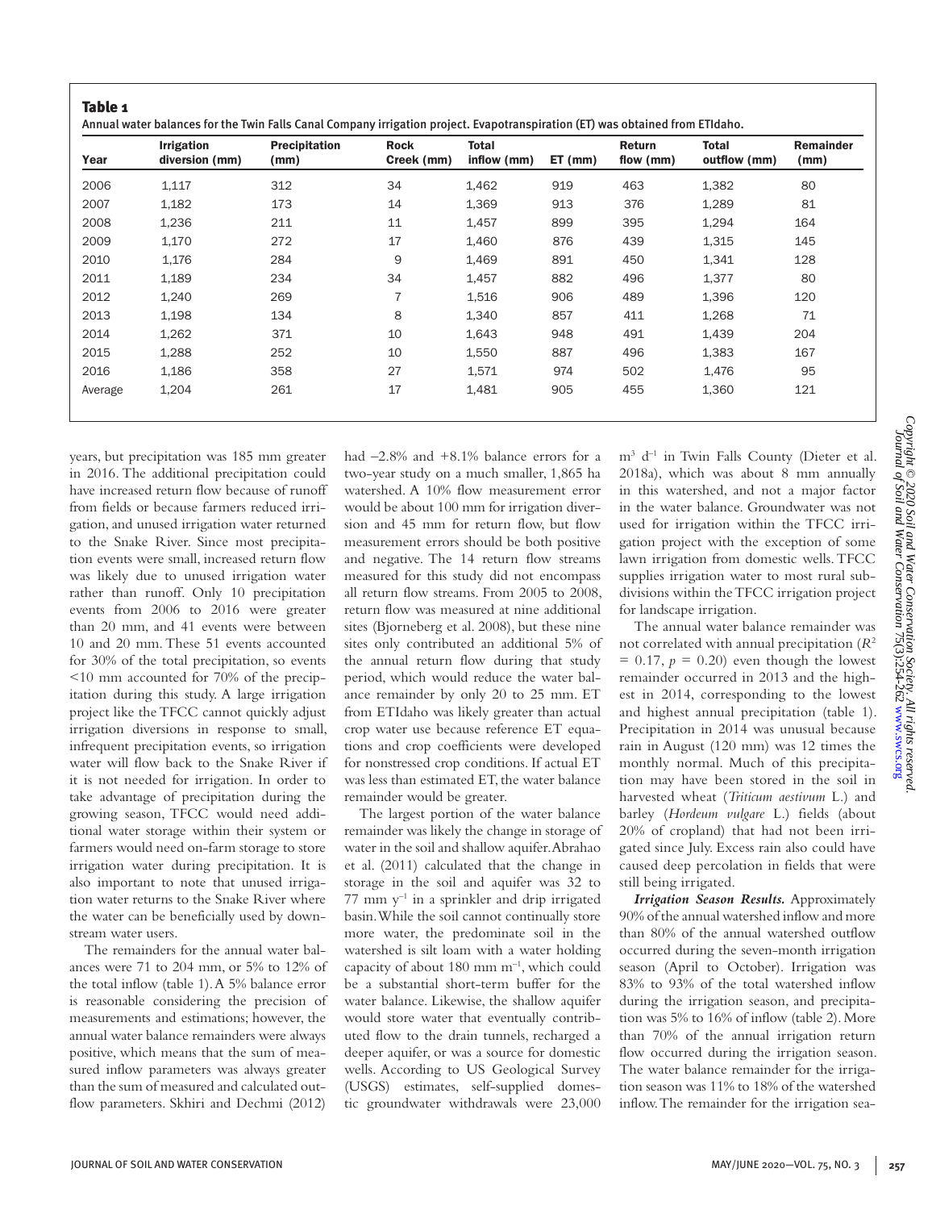**Table 1**

Annual water balances for the Twin Falls Canal Company irrigation project. Evapotranspiration (ET) was obtained from ETIdaho.

| Year | Irrigation diversion (mm) | Precipitation (mm) | Rock Creek (mm) | Total inflow (mm) | ET (mm) | Return flow (mm) | Total outflow (mm) | Remainder (mm) |
|---|---|---|---|---|---|---|---|---|
| 2006 | 1,117 | 312 | 34 | 1,462 | 919 | 463 | 1,382 | 80 |
| 2007 | 1,182 | 173 | 14 | 1,369 | 913 | 376 | 1,289 | 81 |
| 2008 | 1,236 | 211 | 11 | 1,457 | 899 | 395 | 1,294 | 164 |
| 2009 | 1,170 | 272 | 17 | 1,460 | 876 | 439 | 1,315 | 145 |
| 2010 | 1,176 | 284 | 9 | 1,469 | 891 | 450 | 1,341 | 128 |
| 2011 | 1,189 | 234 | 34 | 1,457 | 882 | 496 | 1,377 | 80 |
| 2012 | 1,240 | 269 | 7 | 1,516 | 906 | 489 | 1,396 | 120 |
| 2013 | 1,198 | 134 | 8 | 1,340 | 857 | 411 | 1,268 | 71 |
| 2014 | 1,262 | 371 | 10 | 1,643 | 948 | 491 | 1,439 | 204 |
| 2015 | 1,288 | 252 | 10 | 1,550 | 887 | 496 | 1,383 | 167 |
| 2016 | 1,186 | 358 | 27 | 1,571 | 974 | 502 | 1,476 | 95 |
| Average | 1,204 | 261 | 17 | 1,481 | 905 | 455 | 1,360 | 121 |

years, but precipitation was 185 mm greater in 2016. The additional precipitation could have increased return flow because of runoff from fields or because farmers reduced irrigation, and unused irrigation water returned to the Snake River. Since most precipitation events were small, increased return flow was likely due to unused irrigation water rather than runoff. Only 10 precipitation events from 2006 to 2016 were greater than 20 mm, and 41 events were between 10 and 20 mm. These 51 events accounted for 30% of the total precipitation, so events <10 mm accounted for 70% of the precipitation during this study. A large irrigation project like the TFCC cannot quickly adjust irrigation diversions in response to small, infrequent precipitation events, so irrigation water will flow back to the Snake River if it is not needed for irrigation. In order to take advantage of precipitation during the growing season, TFCC would need additional water storage within their system or farmers would need on-farm storage to store irrigation water during precipitation. It is also important to note that unused irrigation water returns to the Snake River where the water can be beneficially used by downstream water users.

The remainders for the annual water balances were 71 to 204 mm, or 5% to 12% of the total inflow (table 1). A 5% balance error is reasonable considering the precision of measurements and estimations; however, the annual water balance remainders were always positive, which means that the sum of measured inflow parameters was always greater than the sum of measured and calculated outflow parameters. Skhiri and Dechmi (2012) had –2.8% and +8.1% balance errors for a two-year study on a much smaller, 1,865 ha watershed. A 10% flow measurement error would be about 100 mm for irrigation diversion and 45 mm for return flow, but flow measurement errors should be both positive and negative. The 14 return flow streams measured for this study did not encompass all return flow streams. From 2005 to 2008, return flow was measured at nine additional sites (Bjorneberg et al. 2008), but these nine sites only contributed an additional 5% of the annual return flow during that study period, which would reduce the water balance remainder by only 20 to 25 mm. ET from ETIdaho was likely greater than actual crop water use because reference ET equations and crop coefficients were developed for nonstressed crop conditions. If actual ET was less than estimated ET, the water balance remainder would be greater.

The largest portion of the water balance remainder was likely the change in storage of water in the soil and shallow aquifer. Abrahao et al. (2011) calculated that the change in storage in the soil and aquifer was 32 to 77 mm $y^{-1}$ in a sprinkler and drip irrigated basin. While the soil cannot continually store more water, the predominate soil in the watershed is silt loam with a water holding capacity of about 180 mm $m^{-1}$, which could be a substantial short-term buffer for the water balance. Likewise, the shallow aquifer would store water that eventually contributed flow to the drain tunnels, recharged a deeper aquifer, or was a source for domestic wells. According to US Geological Survey (USGS) estimates, self-supplied domestic groundwater withdrawals were 23,000 $m^3$ $d^{-1}$ in Twin Falls County (Dieter et al. 2018a), which was about 8 mm annually in this watershed, and not a major factor in the water balance. Groundwater was not used for irrigation within the TFCC irrigation project with the exception of some lawn irrigation from domestic wells. TFCC supplies irrigation water to most rural subdivisions within the TFCC irrigation project for landscape irrigation.

The annual water balance remainder was not correlated with annual precipitation ($R^2$ = 0.17, $p$ = 0.20) even though the lowest remainder occurred in 2013 and the highest in 2014, corresponding to the lowest and highest annual precipitation (table 1). Precipitation in 2014 was unusual because rain in August (120 mm) was 12 times the monthly normal. Much of this precipitation may have been stored in the soil in harvested wheat (*Triticum aestivum* L.) and barley (*Hordeum vulgare* L.) fields (about 20% of cropland) that had not been irrigated since July. Excess rain also could have caused deep percolation in fields that were still being irrigated.

***Irrigation Season Results.*** Approximately 90% of the annual watershed inflow and more than 80% of the annual watershed outflow occurred during the seven-month irrigation season (April to October). Irrigation was 83% to 93% of the total watershed inflow during the irrigation season, and precipitation was 5% to 16% of inflow (table 2). More than 70% of the annual irrigation return flow occurred during the irrigation season. The water balance remainder for the irrigation season was 11% to 18% of the watershed inflow. The remainder for the irrigation sea-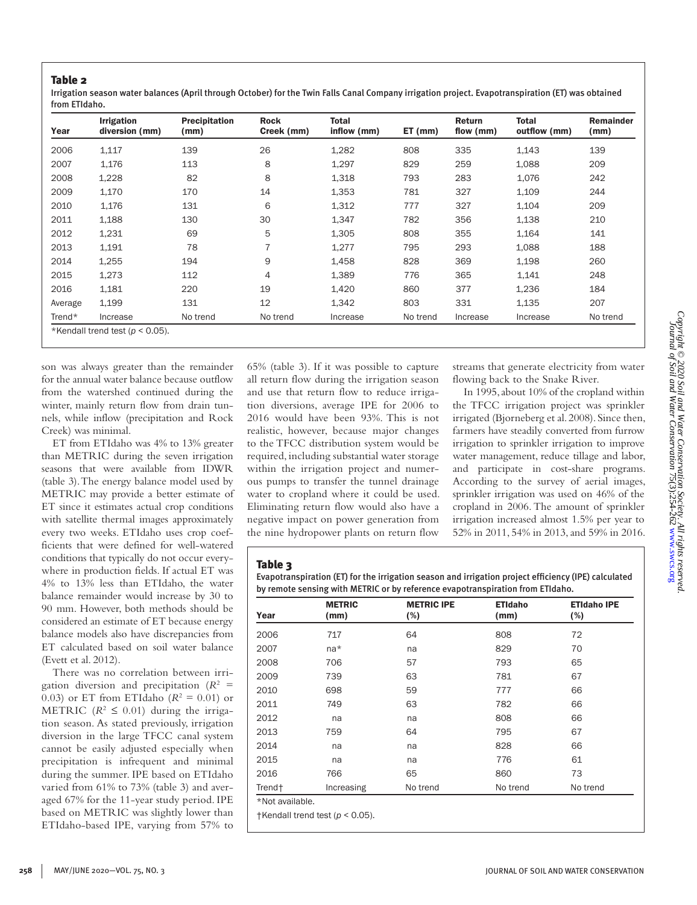**Table 2**

Irrigation season water balances (April through October) for the Twin Falls Canal Company irrigation project. Evapotranspiration (ET) was obtained from ETIdaho.

| Year | Irrigation diversion (mm) | Precipitation (mm) | Rock Creek (mm) | Total inflow (mm) | ET (mm) | Return flow (mm) | Total outflow (mm) | Remainder (mm) |
|---|---|---|---|---|---|---|---|---|
| 2006 | 1,117 | 139 | 26 | 1,282 | 808 | 335 | 1,143 | 139 |
| 2007 | 1,176 | 113 | 8 | 1,297 | 829 | 259 | 1,088 | 209 |
| 2008 | 1,228 | 82 | 8 | 1,318 | 793 | 283 | 1,076 | 242 |
| 2009 | 1,170 | 170 | 14 | 1,353 | 781 | 327 | 1,109 | 244 |
| 2010 | 1,176 | 131 | 6 | 1,312 | 777 | 327 | 1,104 | 209 |
| 2011 | 1,188 | 130 | 30 | 1,347 | 782 | 356 | 1,138 | 210 |
| 2012 | 1,231 | 69 | 5 | 1,305 | 808 | 355 | 1,164 | 141 |
| 2013 | 1,191 | 78 | 7 | 1,277 | 795 | 293 | 1,088 | 188 |
| 2014 | 1,255 | 194 | 9 | 1,458 | 828 | 369 | 1,198 | 260 |
| 2015 | 1,273 | 112 | 4 | 1,389 | 776 | 365 | 1,141 | 248 |
| 2016 | 1,181 | 220 | 19 | 1,420 | 860 | 377 | 1,236 | 184 |
| Average | 1,199 | 131 | 12 | 1,342 | 803 | 331 | 1,135 | 207 |
| Trend* | Increase | No trend | No trend | Increase | No trend | Increase | Increase | No trend |

*Kendall trend test ($p < 0.05$).

son was always greater than the remainder for the annual water balance because outflow from the watershed continued during the winter, mainly return flow from drain tunnels, while inflow (precipitation and Rock Creek) was minimal.

ET from ETIdaho was 4% to 13% greater than METRIC during the seven irrigation seasons that were available from IDWR (table 3). The energy balance model used by METRIC may provide a better estimate of ET since it estimates actual crop conditions with satellite thermal images approximately every two weeks. ETIdaho uses crop coefficients that were defined for well-watered conditions that typically do not occur everywhere in production fields. If actual ET was 4% to 13% less than ETIdaho, the water balance remainder would increase by 30 to 90 mm. However, both methods should be considered an estimate of ET because energy balance models also have discrepancies from ET calculated based on soil water balance (Evett et al. 2012).

There was no correlation between irrigation diversion and precipitation ($R^2$ = 0.03) or ET from ETIdaho ($R^2$ = 0.01) or METRIC ($R^2 \leq 0.01$) during the irrigation season. As stated previously, irrigation diversion in the large TFCC canal system cannot be easily adjusted especially when precipitation is infrequent and minimal during the summer. IPE based on ETIdaho varied from 61% to 73% (table 3) and averaged 67% for the 11-year study period. IPE based on METRIC was slightly lower than ETIdaho-based IPE, varying from 57% to 65% (table 3). If it was possible to capture all return flow during the irrigation season and use that return flow to reduce irrigation diversions, average IPE for 2006 to 2016 would have been 93%. This is not realistic, however, because major changes to the TFCC distribution system would be required, including substantial water storage within the irrigation project and numerous pumps to transfer the tunnel drainage water to cropland where it could be used. Eliminating return flow would also have a negative impact on power generation from the nine hydropower plants on return flow streams that generate electricity from water flowing back to the Snake River.

In 1995, about 10% of the cropland within the TFCC irrigation project was sprinkler irrigated (Bjorneberg et al. 2008). Since then, farmers have steadily converted from furrow irrigation to sprinkler irrigation to improve water management, reduce tillage and labor, and participate in cost-share programs. According to the survey of aerial images, sprinkler irrigation was used on 46% of the cropland in 2006. The amount of sprinkler irrigation increased almost 1.5% per year to 52% in 2011, 54% in 2013, and 59% in 2016.

**Table 3**

Evapotranspiration (ET) for the irrigation season and irrigation project efficiency (IPE) calculated by remote sensing with METRIC or by reference evapotranspiration from ETIdaho.

| Year | METRIC (mm) | METRIC IPE (%) | ETIdaho (mm) | ETIdaho IPE (%) |
|---|---|---|---|---|
| 2006 | 717 | 64 | 808 | 72 |
| 2007 | na* | na | 829 | 70 |
| 2008 | 706 | 57 | 793 | 65 |
| 2009 | 739 | 63 | 781 | 67 |
| 2010 | 698 | 59 | 777 | 66 |
| 2011 | 749 | 63 | 782 | 66 |
| 2012 | na | na | 808 | 66 |
| 2013 | 759 | 64 | 795 | 67 |
| 2014 | na | na | 828 | 66 |
| 2015 | na | na | 776 | 61 |
| 2016 | 766 | 65 | 860 | 73 |
| Trend† | Increasing | No trend | No trend | No trend |

*Not available.

†Kendall trend test ($p < 0.05$).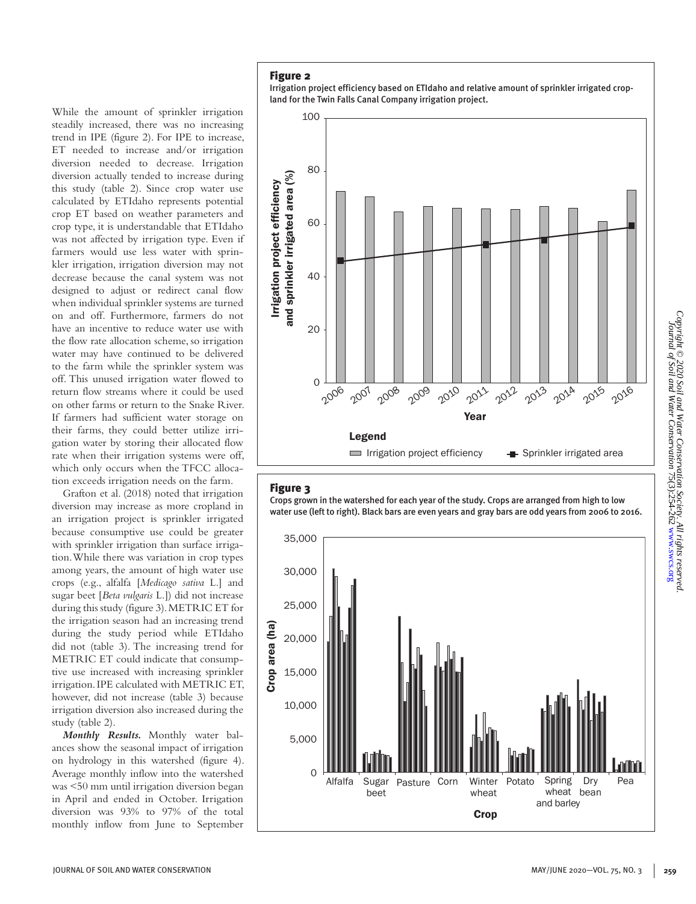While the amount of sprinkler irrigation steadily increased, there was no increasing trend in IPE (figure 2). For IPE to increase, ET needed to increase and/or irrigation diversion needed to decrease. Irrigation diversion actually tended to increase during this study (table 2). Since crop water use calculated by ETIdaho represents potential crop ET based on weather parameters and crop type, it is understandable that ETIdaho was not affected by irrigation type. Even if farmers would use less water with sprinkler irrigation, irrigation diversion may not decrease because the canal system was not designed to adjust or redirect canal flow when individual sprinkler systems are turned on and off. Furthermore, farmers do not have an incentive to reduce water use with the flow rate allocation scheme, so irrigation water may have continued to be delivered to the farm while the sprinkler system was off. This unused irrigation water flowed to return flow streams where it could be used on other farms or return to the Snake River. If farmers had sufficient water storage on their farms, they could better utilize irrigation water by storing their allocated flow rate when their irrigation systems were off, which only occurs when the TFCC allocation exceeds irrigation needs on the farm.

Grafton et al. (2018) noted that irrigation diversion may increase as more cropland in an irrigation project is sprinkler irrigated because consumptive use could be greater with sprinkler irrigation than surface irrigation. While there was variation in crop types among years, the amount of high water use crops (e.g., alfalfa [*Medicago sativa* L.] and sugar beet [*Beta vulgaris* L.]) did not increase during this study (figure 3). METRIC ET for the irrigation season had an increasing trend during the study period while ETIdaho did not (table 3). The increasing trend for METRIC ET could indicate that consumptive use increased with increasing sprinkler irrigation. IPE calculated with METRIC ET, however, did not increase (table 3) because irrigation diversion also increased during the study (table 2).

***Monthly Results.*** Monthly water balances show the seasonal impact of irrigation on hydrology in this watershed (figure 4). Average monthly inflow into the watershed was <50 mm until irrigation diversion began in April and ended in October. Irrigation diversion was 93% to 97% of the total monthly inflow from June to September

**Figure 2**

Irrigation project efficiency based on ETIdaho and relative amount of sprinkler irrigated cropland for the Twin Falls Canal Company irrigation project.

Irrigation project efficiency and sprinkler irrigated area (%)

100
80
60
40
20
0

2006 2007 2008 2009 2010 2011 2012 2013 2014 2015 2016

Year

Legend

Irrigation project efficiency
Sprinkler irrigated area

**Figure 3**

Crops grown in the watershed for each year of the study. Crops are arranged from high to low water use (left to right). Black bars are even years and gray bars are odd years from 2006 to 2016.

Crop area (ha)

35,000
30,000
25,000
20,000
15,000
10,000
5,000
0

Alfalfa
Sugar beet
Pasture
Corn
Winter wheat
Potato
Spring wheat and barley
Dry bean
Pea

Crop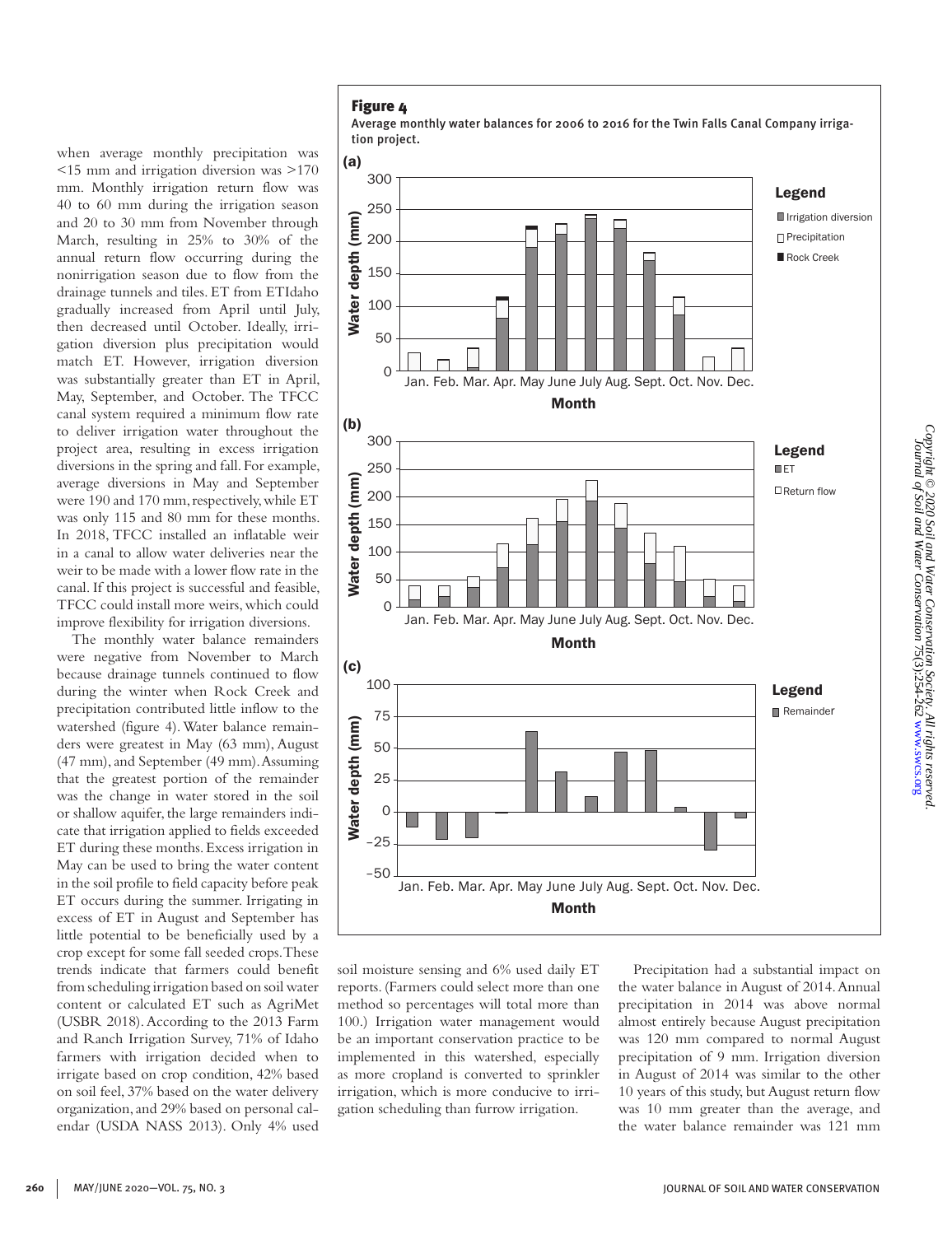when average monthly precipitation was <15 mm and irrigation diversion was >170 mm. Monthly irrigation return flow was 40 to 60 mm during the irrigation season and 20 to 30 mm from November through March, resulting in 25% to 30% of the annual return flow occurring during the nonirrigation season due to flow from the drainage tunnels and tiles. ET from ETIdaho gradually increased from April until July, then decreased until October. Ideally, irrigation diversion plus precipitation would match ET. However, irrigation diversion was substantially greater than ET in April, May, September, and October. The TFCC canal system required a minimum flow rate to deliver irrigation water throughout the project area, resulting in excess irrigation diversions in the spring and fall. For example, average diversions in May and September were 190 and 170 mm, respectively, while ET was only 115 and 80 mm for these months. In 2018, TFCC installed an inflatable weir in a canal to allow water deliveries near the weir to be made with a lower flow rate in the canal. If this project is successful and feasible, TFCC could install more weirs, which could improve flexibility for irrigation diversions.

The monthly water balance remainders were negative from November to March because drainage tunnels continued to flow during the winter when Rock Creek and precipitation contributed little inflow to the watershed (figure 4). Water balance remainders were greatest in May (63 mm), August (47 mm), and September (49 mm). Assuming that the greatest portion of the remainder was the change in water stored in the soil or shallow aquifer, the large remainders indicate that irrigation applied to fields exceeded ET during these months. Excess irrigation in May can be used to bring the water content in the soil profile to field capacity before peak ET occurs during the summer. Irrigating in excess of ET in August and September has little potential to be beneficially used by a crop except for some fall seeded crops. These trends indicate that farmers could benefit from scheduling irrigation based on soil water content or calculated ET such as AgriMet (USBR 2018). According to the 2013 Farm and Ranch Irrigation Survey, 71% of Idaho farmers with irrigation decided when to irrigate based on crop condition, 42% based on soil feel, 37% based on the water delivery organization, and 29% based on personal calendar (USDA NASS 2013). Only 4% used soil moisture sensing and 6% used daily ET reports. (Farmers could select more than one method so percentages will total more than 100.) Irrigation water management would be an important conservation practice to be implemented in this watershed, especially as more cropland is converted to sprinkler irrigation, which is more conducive to irrigation scheduling than furrow irrigation.

Precipitation had a substantial impact on the water balance in August of 2014. Annual precipitation in 2014 was above normal almost entirely because August precipitation was 120 mm compared to normal August precipitation of 9 mm. Irrigation diversion in August of 2014 was similar to the other 10 years of this study, but August return flow was 10 mm greater than the average, and the water balance remainder was 121 mm

**Figure 4**

Average monthly water balances for 2006 to 2016 for the Twin Falls Canal Company irrigation project.

(a)
Water depth (mm)
300
250
200
150
100
50
0
Jan. Feb. Mar. Apr. May June July Aug. Sept. Oct. Nov. Dec.
Month
Legend
Irrigation diversion
Precipitation
Rock Creek

(b)
Water depth (mm)
300
250
200
150
100
50
0
Jan. Feb. Mar. Apr. May June July Aug. Sept. Oct. Nov. Dec.
Month
Legend
ET
Return flow

(c)
Water depth (mm)
100
75
50
25
0
−25
−50
Jan. Feb. Mar. Apr. May June July Aug. Sept. Oct. Nov. Dec.
Month
Legend
Remainder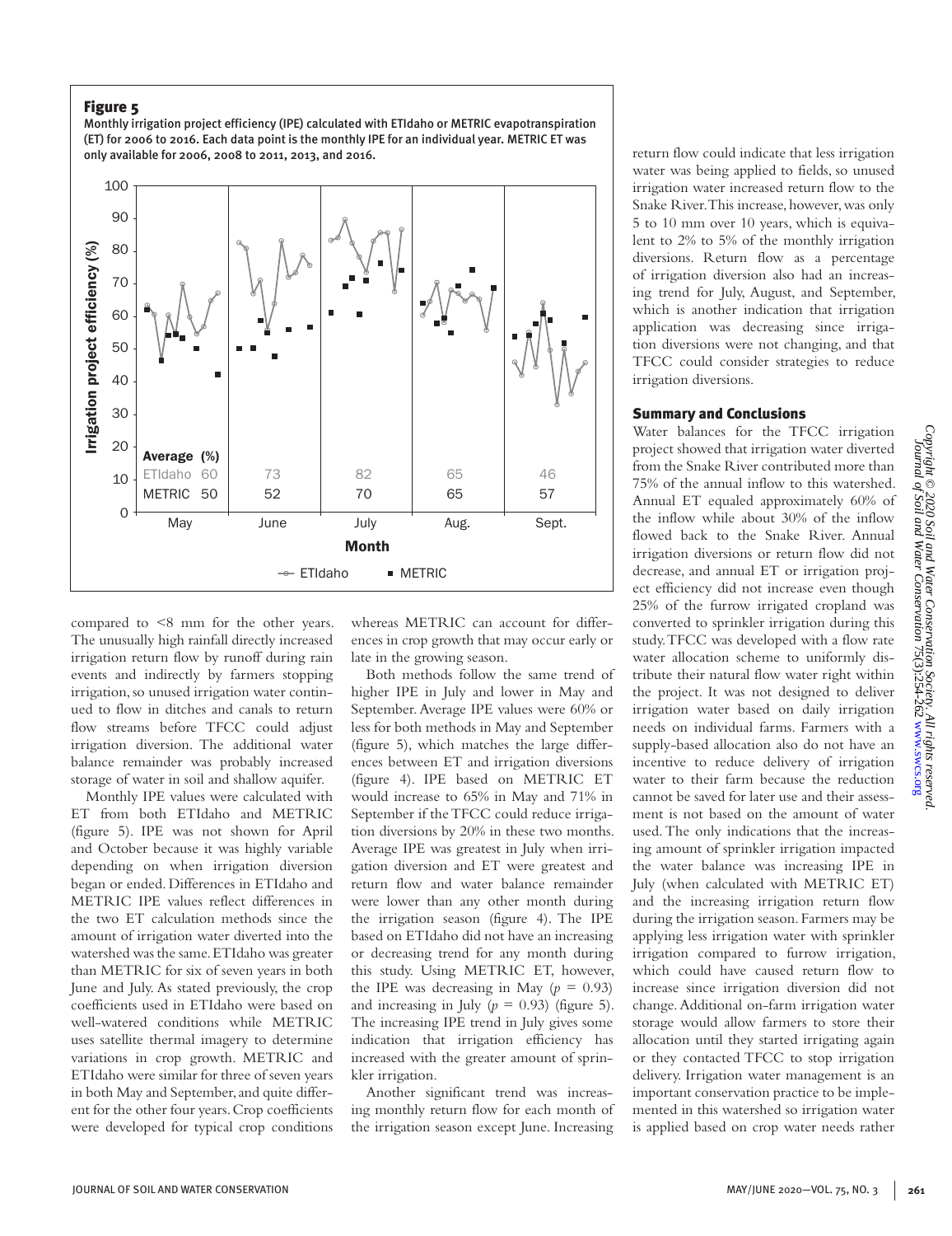## Figure 5

Monthly irrigation project efficiency (IPE) calculated with ETIdaho or METRIC evapotranspiration (ET) for 2006 to 2016. Each data point is the monthly IPE for an individual year. METRIC ET was only available for 2006, 2008 to 2011, 2013, and 2016.

Irrigation project efficiency (%)

100
90
80
70
60
50
40
30
20
10
0

Average (%)

| | May | June | July | Aug. | Sept. |
|---|---|---|---|---|---|
| ETIdaho | 60 | 73 | 82 | 65 | 46 |
| METRIC | 50 | 52 | 70 | 65 | 57 |

Month

ETIdaho ■ METRIC

compared to <8 mm for the other years. The unusually high rainfall directly increased irrigation return flow by runoff during rain events and indirectly by farmers stopping irrigation, so unused irrigation water continued to flow in ditches and canals to return flow streams before TFCC could adjust irrigation diversion. The additional water balance remainder was probably increased storage of water in soil and shallow aquifer.

Monthly IPE values were calculated with ET from both ETIdaho and METRIC (figure 5). IPE was not shown for April and October because it was highly variable depending on when irrigation diversion began or ended. Differences in ETIdaho and METRIC IPE values reflect differences in the two ET calculation methods since the amount of irrigation water diverted into the watershed was the same. ETIdaho was greater than METRIC for six of seven years in both June and July. As stated previously, the crop coefficients used in ETIdaho were based on well-watered conditions while METRIC uses satellite thermal imagery to determine variations in crop growth. METRIC and ETIdaho were similar for three of seven years in both May and September, and quite different for the other four years. Crop coefficients were developed for typical crop conditions whereas METRIC can account for differences in crop growth that may occur early or late in the growing season.

Both methods follow the same trend of higher IPE in July and lower in May and September. Average IPE values were 60% or less for both methods in May and September (figure 5), which matches the large differences between ET and irrigation diversions (figure 4). IPE based on METRIC ET would increase to 65% in May and 71% in September if the TFCC could reduce irrigation diversions by 20% in these two months. Average IPE was greatest in July when irrigation diversion and ET were greatest and return flow and water balance remainder were lower than any other month during the irrigation season (figure 4). The IPE based on ETIdaho did not have an increasing or decreasing trend for any month during this study. Using METRIC ET, however, the IPE was decreasing in May ($p = 0.93$) and increasing in July ($p = 0.93$) (figure 5). The increasing IPE trend in July gives some indication that irrigation efficiency has increased with the greater amount of sprinkler irrigation.

Another significant trend was increasing monthly return flow for each month of the irrigation season except June. Increasing return flow could indicate that less irrigation water was being applied to fields, so unused irrigation water increased return flow to the Snake River. This increase, however, was only 5 to 10 mm over 10 years, which is equivalent to 2% to 5% of the monthly irrigation diversions. Return flow as a percentage of irrigation diversion also had an increasing trend for July, August, and September, which is another indication that irrigation application was decreasing since irrigation diversions were not changing, and that TFCC could consider strategies to reduce irrigation diversions.

## Summary and Conclusions

Water balances for the TFCC irrigation project showed that irrigation water diverted from the Snake River contributed more than 75% of the annual inflow to this watershed. Annual ET equaled approximately 60% of the inflow while about 30% of the inflow flowed back to the Snake River. Annual irrigation diversions or return flow did not decrease, and annual ET or irrigation project efficiency did not increase even though 25% of the furrow irrigated cropland was converted to sprinkler irrigation during this study. TFCC was developed with a flow rate water allocation scheme to uniformly distribute their natural flow water right within the project. It was not designed to deliver irrigation water based on daily irrigation needs on individual farms. Farmers with a supply-based allocation also do not have an incentive to reduce delivery of irrigation water to their farm because the reduction cannot be saved for later use and their assessment is not based on the amount of water used. The only indications that the increasing amount of sprinkler irrigation impacted the water balance was increasing IPE in July (when calculated with METRIC ET) and the increasing irrigation return flow during the irrigation season. Farmers may be applying less irrigation water with sprinkler irrigation compared to furrow irrigation, which could have caused return flow to increase since irrigation diversion did not change. Additional on-farm irrigation water storage would allow farmers to store their allocation until they started irrigating again or they contacted TFCC to stop irrigation delivery. Irrigation water management is an important conservation practice to be implemented in this watershed so irrigation water is applied based on crop water needs rather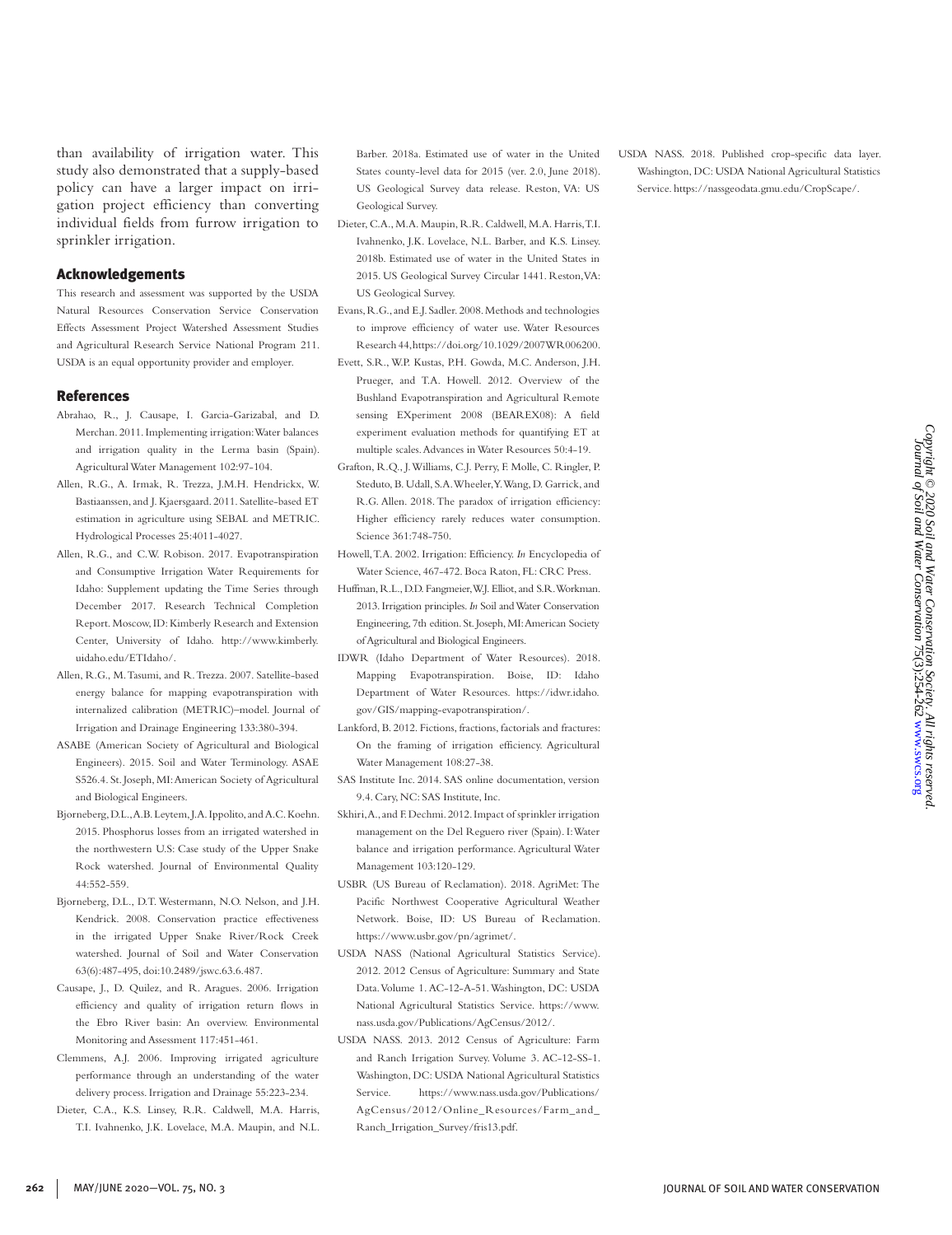than availability of irrigation water. This study also demonstrated that a supply-based policy can have a larger impact on irrigation project efficiency than converting individual fields from furrow irrigation to sprinkler irrigation.

## Acknowledgements

This research and assessment was supported by the USDA Natural Resources Conservation Service Conservation Effects Assessment Project Watershed Assessment Studies and Agricultural Research Service National Program 211. USDA is an equal opportunity provider and employer.

## References

Abrahao, R., J. Causape, I. Garcia-Garizabal, and D. Merchan. 2011. Implementing irrigation: Water balances and irrigation quality in the Lerma basin (Spain). Agricultural Water Management 102:97-104.

Allen, R.G., A. Irmak, R. Trezza, J.M.H. Hendrickx, W. Bastiaanssen, and J. Kjaersgaard. 2011. Satellite-based ET estimation in agriculture using SEBAL and METRIC. Hydrological Processes 25:4011-4027.

Allen, R.G., and C.W. Robison. 2017. Evapotranspiration and Consumptive Irrigation Water Requirements for Idaho: Supplement updating the Time Series through December 2017. Research Technical Completion Report. Moscow, ID: Kimberly Research and Extension Center, University of Idaho. http://www.kimberly.uidaho.edu/ETIdaho/.

Allen, R.G., M. Tasumi, and R. Trezza. 2007. Satellite-based energy balance for mapping evapotranspiration with internalized calibration (METRIC)–model. Journal of Irrigation and Drainage Engineering 133:380-394.

ASABE (American Society of Agricultural and Biological Engineers). 2015. Soil and Water Terminology. ASAE S526.4. St. Joseph, MI: American Society of Agricultural and Biological Engineers.

Bjorneberg, D.L., A.B. Leytem, J.A. Ippolito, and A.C. Koehn. 2015. Phosphorus losses from an irrigated watershed in the northwestern U.S: Case study of the Upper Snake Rock watershed. Journal of Environmental Quality 44:552-559.

Bjorneberg, D.L., D.T. Westermann, N.O. Nelson, and J.H. Kendrick. 2008. Conservation practice effectiveness in the irrigated Upper Snake River/Rock Creek watershed. Journal of Soil and Water Conservation 63(6):487-495, doi:10.2489/jswc.63.6.487.

Causape, J., D. Quilez, and R. Aragues. 2006. Irrigation efficiency and quality of irrigation return flows in the Ebro River basin: An overview. Environmental Monitoring and Assessment 117:451-461.

Clemmens, A.J. 2006. Improving irrigated agriculture performance through an understanding of the water delivery process. Irrigation and Drainage 55:223-234.

Dieter, C.A., K.S. Linsey, R.R. Caldwell, M.A. Harris, T.I. Ivahnenko, J.K. Lovelace, M.A. Maupin, and N.L. Barber. 2018a. Estimated use of water in the United States county-level data for 2015 (ver. 2.0, June 2018). US Geological Survey data release. Reston, VA: US Geological Survey.

Dieter, C.A., M.A. Maupin, R.R. Caldwell, M.A. Harris, T.I. Ivahnenko, J.K. Lovelace, N.L. Barber, and K.S. Linsey. 2018b. Estimated use of water in the United States in 2015. US Geological Survey Circular 1441. Reston, VA: US Geological Survey.

Evans, R.G., and E.J. Sadler. 2008. Methods and technologies to improve efficiency of water use. Water Resources Research 44, https://doi.org/10.1029/2007WR006200.

Evett, S.R., W.P. Kustas, P.H. Gowda, M.C. Anderson, J.H. Prueger, and T.A. Howell. 2012. Overview of the Bushland Evapotranspiration and Agricultural Remote sensing EXperiment 2008 (BEAREX08): A field experiment evaluation methods for quantifying ET at multiple scales. Advances in Water Resources 50:4-19.

Grafton, R.Q., J. Williams, C.J. Perry, F. Molle, C. Ringler, P. Steduto, B. Udall, S.A. Wheeler, Y. Wang, D. Garrick, and R.G. Allen. 2018. The paradox of irrigation efficiency: Higher efficiency rarely reduces water consumption. Science 361:748-750.

Howell, T.A. 2002. Irrigation: Efficiency. *In* Encyclopedia of Water Science, 467-472. Boca Raton, FL: CRC Press.

Huffman, R.L., D.D. Fangmeier, W.J. Elliot, and S.R. Workman. 2013. Irrigation principles. *In* Soil and Water Conservation Engineering, 7th edition. St. Joseph, MI: American Society of Agricultural and Biological Engineers.

IDWR (Idaho Department of Water Resources). 2018. Mapping Evapotranspiration. Boise, ID: Idaho Department of Water Resources. https://idwr.idaho.gov/GIS/mapping-evapotranspiration/.

Lankford, B. 2012. Fictions, fractions, factorials and fractures: On the framing of irrigation efficiency. Agricultural Water Management 108:27-38.

SAS Institute Inc. 2014. SAS online documentation, version 9.4. Cary, NC: SAS Institute, Inc.

Skhiri, A., and F. Dechmi. 2012. Impact of sprinkler irrigation management on the Del Reguero river (Spain). I: Water balance and irrigation performance. Agricultural Water Management 103:120-129.

USBR (US Bureau of Reclamation). 2018. AgriMet: The Pacific Northwest Cooperative Agricultural Weather Network. Boise, ID: US Bureau of Reclamation. https://www.usbr.gov/pn/agrimet/.

USDA NASS (National Agricultural Statistics Service). 2012. 2012 Census of Agriculture: Summary and State Data. Volume 1. AC-12-A-51. Washington, DC: USDA National Agricultural Statistics Service. https://www.nass.usda.gov/Publications/AgCensus/2012/.

USDA NASS. 2013. 2012 Census of Agriculture: Farm and Ranch Irrigation Survey. Volume 3. AC-12-SS-1. Washington, DC: USDA National Agricultural Statistics Service. https://www.nass.usda.gov/Publications/AgCensus/2012/Online_Resources/Farm_and_Ranch_Irrigation_Survey/fris13.pdf.

USDA NASS. 2018. Published crop-specific data layer. Washington, DC: USDA National Agricultural Statistics Service. https://nassgeodata.gmu.edu/CropScape/.